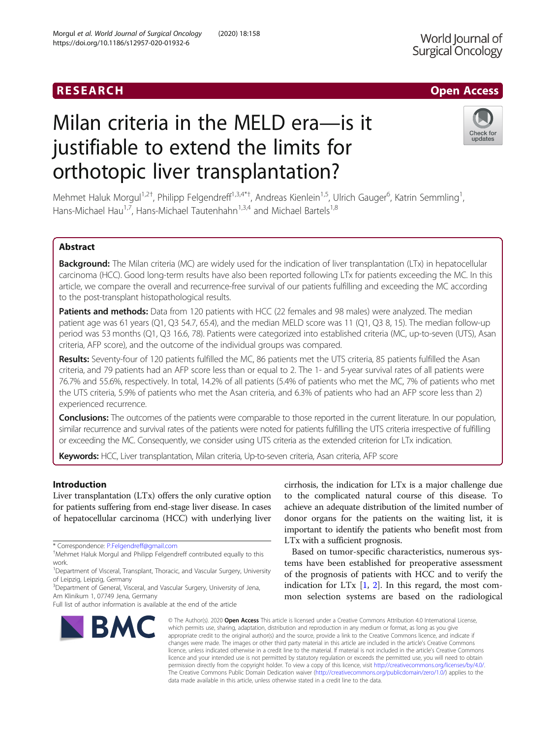RESEARCH

Open Access

# Milan criteria in the MELD era—is it justifiable to extend the limits for orthotopic liver transplantation?

Mehmet Haluk Morgul[1,2†], Philipp Felgendreff[1,3,4*†], Andreas Kienlein[1,5], Ulrich Gauger[6], Katrin Semmling[1], Hans-Michael Hau[1,7], Hans-Michael Tautenhahn[1,3,4] and Michael Bartels[1,8]

## Abstract

**Background:** The Milan criteria (MC) are widely used for the indication of liver transplantation (LTx) in hepatocellular carcinoma (HCC). Good long-term results have also been reported following LTx for patients exceeding the MC. In this article, we compare the overall and recurrence-free survival of our patients fulfilling and exceeding the MC according to the post-transplant histopathological results.

**Patients and methods:** Data from 120 patients with HCC (22 females and 98 males) were analyzed. The median patient age was 61 years (Q1, Q3 54.7, 65.4), and the median MELD score was 11 (Q1, Q3 8, 15). The median follow-up period was 53 months (Q1, Q3 16.6, 78). Patients were categorized into established criteria (MC, up-to-seven (UTS), Asan criteria, AFP score), and the outcome of the individual groups was compared.

**Results:** Seventy-four of 120 patients fulfilled the MC, 86 patients met the UTS criteria, 85 patients fulfilled the Asan criteria, and 79 patients had an AFP score less than or equal to 2. The 1- and 5-year survival rates of all patients were 76.7% and 55.6%, respectively. In total, 14.2% of all patients (5.4% of patients who met the MC, 7% of patients who met the UTS criteria, 5.9% of patients who met the Asan criteria, and 6.3% of patients who had an AFP score less than 2) experienced recurrence.

**Conclusions:** The outcomes of the patients were comparable to those reported in the current literature. In our population, similar recurrence and survival rates of the patients were noted for patients fulfilling the UTS criteria irrespective of fulfilling or exceeding the MC. Consequently, we consider using UTS criteria as the extended criterion for LTx indication.

**Keywords:** HCC, Liver transplantation, Milan criteria, Up-to-seven criteria, Asan criteria, AFP score

## Introduction

Liver transplantation (LTx) offers the only curative option for patients suffering from end-stage liver disease. In cases of hepatocellular carcinoma (HCC) with underlying liver cirrhosis, the indication for LTx is a major challenge due to the complicated natural course of this disease. To achieve an adequate distribution of the limited number of donor organs for the patients on the waiting list, it is important to identify the patients who benefit most from LTx with a sufficient prognosis.

Based on tumor-specific characteristics, numerous systems have been established for preoperative assessment of the prognosis of patients with HCC and to verify the indication for LTx [1, 2]. In this regard, the most common selection systems are based on the radiological

\* Correspondence: P.Felgendreff@gmail.com
†Mehmet Haluk Morgul and Philipp Felgendreff contributed equally to this work.
[1]Department of Visceral, Transplant, Thoracic, and Vascular Surgery, University of Leipzig, Leipzig, Germany
[3]Department of General, Visceral, and Vascular Surgery, University of Jena, Am Klinikum 1, 07749 Jena, Germany
Full list of author information is available at the end of the article

© The Author(s). 2020 **Open Access** This article is licensed under a Creative Commons Attribution 4.0 International License, which permits use, sharing, adaptation, distribution and reproduction in any medium or format, as long as you give appropriate credit to the original author(s) and the source, provide a link to the Creative Commons licence, and indicate if changes were made. The images or other third party material in this article are included in the article's Creative Commons licence, unless indicated otherwise in a credit line to the material. If material is not included in the article's Creative Commons licence and your intended use is not permitted by statutory regulation or exceeds the permitted use, you will need to obtain permission directly from the copyright holder. To view a copy of this licence, visit http://creativecommons.org/licenses/by/4.0/. The Creative Commons Public Domain Dedication waiver (http://creativecommons.org/publicdomain/zero/1.0/) applies to the data made available in this article, unless otherwise stated in a credit line to the data.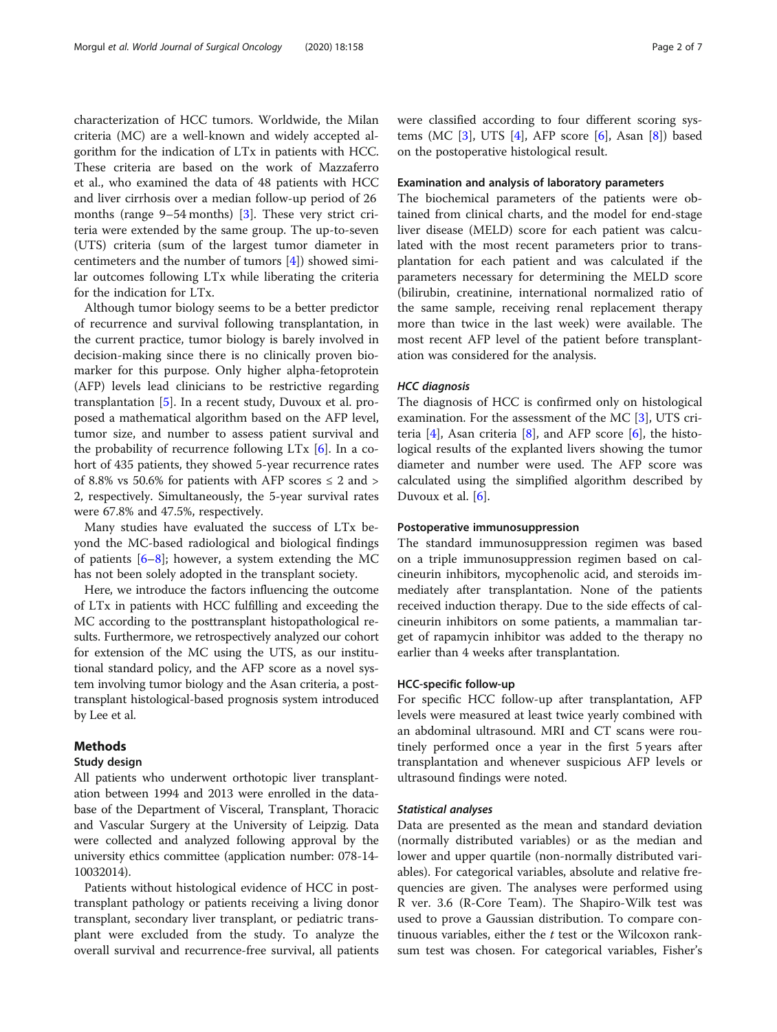characterization of HCC tumors. Worldwide, the Milan criteria (MC) are a well-known and widely accepted algorithm for the indication of LTx in patients with HCC. These criteria are based on the work of Mazzaferro et al., who examined the data of 48 patients with HCC and liver cirrhosis over a median follow-up period of 26 months (range 9–54 months) [3]. These very strict criteria were extended by the same group. The up-to-seven (UTS) criteria (sum of the largest tumor diameter in centimeters and the number of tumors [4]) showed similar outcomes following LTx while liberating the criteria for the indication for LTx.

Although tumor biology seems to be a better predictor of recurrence and survival following transplantation, in the current practice, tumor biology is barely involved in decision-making since there is no clinically proven biomarker for this purpose. Only higher alpha-fetoprotein (AFP) levels lead clinicians to be restrictive regarding transplantation [5]. In a recent study, Duvoux et al. proposed a mathematical algorithm based on the AFP level, tumor size, and number to assess patient survival and the probability of recurrence following LTx [6]. In a cohort of 435 patients, they showed 5-year recurrence rates of 8.8% vs 50.6% for patients with AFP scores ≤ 2 and > 2, respectively. Simultaneously, the 5-year survival rates were 67.8% and 47.5%, respectively.

Many studies have evaluated the success of LTx beyond the MC-based radiological and biological findings of patients [6–8]; however, a system extending the MC has not been solely adopted in the transplant society.

Here, we introduce the factors influencing the outcome of LTx in patients with HCC fulfilling and exceeding the MC according to the posttransplant histopathological results. Furthermore, we retrospectively analyzed our cohort for extension of the MC using the UTS, as our institutional standard policy, and the AFP score as a novel system involving tumor biology and the Asan criteria, a posttransplant histological-based prognosis system introduced by Lee et al.

## Methods

### Study design

All patients who underwent orthotopic liver transplantation between 1994 and 2013 were enrolled in the database of the Department of Visceral, Transplant, Thoracic and Vascular Surgery at the University of Leipzig. Data were collected and analyzed following approval by the university ethics committee (application number: 078-14-10032014).

Patients without histological evidence of HCC in posttransplant pathology or patients receiving a living donor transplant, secondary liver transplant, or pediatric transplant were excluded from the study. To analyze the overall survival and recurrence-free survival, all patients were classified according to four different scoring systems (MC [3], UTS [4], AFP score [6], Asan [8]) based on the postoperative histological result.

### Examination and analysis of laboratory parameters

The biochemical parameters of the patients were obtained from clinical charts, and the model for end-stage liver disease (MELD) score for each patient was calculated with the most recent parameters prior to transplantation for each patient and was calculated if the parameters necessary for determining the MELD score (bilirubin, creatinine, international normalized ratio of the same sample, receiving renal replacement therapy more than twice in the last week) were available. The most recent AFP level of the patient before transplantation was considered for the analysis.

#### *HCC diagnosis*

The diagnosis of HCC is confirmed only on histological examination. For the assessment of the MC [3], UTS criteria [4], Asan criteria [8], and AFP score [6], the histological results of the explanted livers showing the tumor diameter and number were used. The AFP score was calculated using the simplified algorithm described by Duvoux et al. [6].

### Postoperative immunosuppression

The standard immunosuppression regimen was based on a triple immunosuppression regimen based on calcineurin inhibitors, mycophenolic acid, and steroids immediately after transplantation. None of the patients received induction therapy. Due to the side effects of calcineurin inhibitors on some patients, a mammalian target of rapamycin inhibitor was added to the therapy no earlier than 4 weeks after transplantation.

### HCC-specific follow-up

For specific HCC follow-up after transplantation, AFP levels were measured at least twice yearly combined with an abdominal ultrasound. MRI and CT scans were routinely performed once a year in the first 5 years after transplantation and whenever suspicious AFP levels or ultrasound findings were noted.

#### *Statistical analyses*

Data are presented as the mean and standard deviation (normally distributed variables) or as the median and lower and upper quartile (non-normally distributed variables). For categorical variables, absolute and relative frequencies are given. The analyses were performed using R ver. 3.6 (R-Core Team). The Shapiro-Wilk test was used to prove a Gaussian distribution. To compare continuous variables, either the *t* test or the Wilcoxon rank-sum test was chosen. For categorical variables, Fisher's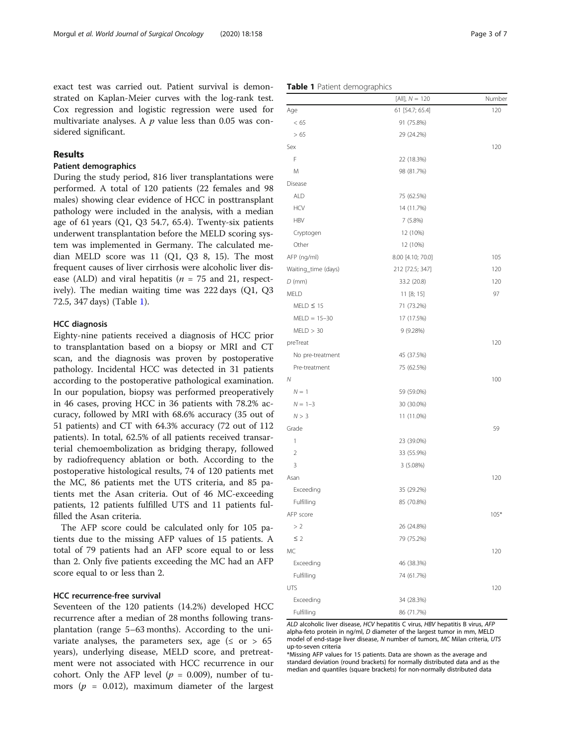exact test was carried out. Patient survival is demonstrated on Kaplan-Meier curves with the log-rank test. Cox regression and logistic regression were used for multivariate analyses. A $p$ value less than 0.05 was considered significant.

## Results

### Patient demographics

During the study period, 816 liver transplantations were performed. A total of 120 patients (22 females and 98 males) showing clear evidence of HCC in posttransplant pathology were included in the analysis, with a median age of 61 years (Q1, Q3 54.7, 65.4). Twenty-six patients underwent transplantation before the MELD scoring system was implemented in Germany. The calculated median MELD score was 11 (Q1, Q3 8, 15). The most frequent causes of liver cirrhosis were alcoholic liver disease (ALD) and viral hepatitis ($n$ = 75 and 21, respectively). The median waiting time was 222 days (Q1, Q3 72.5, 347 days) (Table 1).

### HCC diagnosis

Eighty-nine patients received a diagnosis of HCC prior to transplantation based on a biopsy or MRI and CT scan, and the diagnosis was proven by postoperative pathology. Incidental HCC was detected in 31 patients according to the postoperative pathological examination. In our population, biopsy was performed preoperatively in 46 cases, proving HCC in 36 patients with 78.2% accuracy, followed by MRI with 68.6% accuracy (35 out of 51 patients) and CT with 64.3% accuracy (72 out of 112 patients). In total, 62.5% of all patients received transarterial chemoembolization as bridging therapy, followed by radiofrequency ablation or both. According to the postoperative histological results, 74 of 120 patients met the MC, 86 patients met the UTS criteria, and 85 patients met the Asan criteria. Out of 46 MC-exceeding patients, 12 patients fulfilled UTS and 11 patients fulfilled the Asan criteria.

The AFP score could be calculated only for 105 patients due to the missing AFP values of 15 patients. A total of 79 patients had an AFP score equal to or less than 2. Only five patients exceeding the MC had an AFP score equal to or less than 2.

### HCC recurrence-free survival

Seventeen of the 120 patients (14.2%) developed HCC recurrence after a median of 28 months following transplantation (range 5–63 months). According to the univariate analyses, the parameters sex, age (≤ or > 65 years), underlying disease, MELD score, and pretreatment were not associated with HCC recurrence in our cohort. Only the AFP level ($p$ = 0.009), number of tumors ($p$ = 0.012), maximum diameter of the largest

**Table 1** Patient demographics

| | [All], $N$ = 120 | Number |
|---|---|---|
| Age | 61 [54.7; 65.4] | 120 |
| < 65 | 91 (75.8%) | |
| > 65 | 29 (24.2%) | |
| Sex | | 120 |
| F | 22 (18.3%) | |
| M | 98 (81.7%) | |
| Disease | | |
| ALD | 75 (62.5%) | |
| HCV | 14 (11.7%) | |
| HBV | 7 (5.8%) | |
| Cryptogen | 12 (10%) | |
| Other | 12 (10%) | |
| AFP (ng/ml) | 8.00 [4.10; 70.0] | 105 |
| Waiting_time (days) | 212 [72.5; 347] | 120 |
| $D$ (mm) | 33.2 (20.8) | 120 |
| MELD | 11 [8; 15] | 97 |
| MELD ≤ 15 | 71 (73.2%) | |
| MELD = 15–30 | 17 (17.5%) | |
| MELD > 30 | 9 (9.28%) | |
| preTreat | | 120 |
| No pre-treatment | 45 (37.5%) | |
| Pre-treatment | 75 (62.5%) | |
| $N$ | | 100 |
| $N$ = 1 | 59 (59.0%) | |
| $N$ = 1–3 | 30 (30.0%) | |
| $N$ > 3 | 11 (11.0%) | |
| Grade | | 59 |
| 1 | 23 (39.0%) | |
| 2 | 33 (55.9%) | |
| 3 | 3 (5.08%) | |
| Asan | | 120 |
| Exceeding | 35 (29.2%) | |
| Fulfilling | 85 (70.8%) | |
| AFP score | | 105* |
| > 2 | 26 (24.8%) | |
| ≤ 2 | 79 (75.2%) | |
| MC | | 120 |
| Exceeding | 46 (38.3%) | |
| Fulfilling | 74 (61.7%) | |
| UTS | | 120 |
| Exceeding | 34 (28.3%) | |
| Fulfilling | 86 (71.7%) | |

*ALD* alcoholic liver disease, *HCV* hepatitis C virus, *HBV* hepatitis B virus, *AFP* alpha-feto protein in ng/ml, *D* diameter of the largest tumor in mm, *MELD* model of end-stage liver disease, *N* number of tumors, *MC* Milan criteria, *UTS* up-to-seven criteria

*Missing AFP values for 15 patients. Data are shown as the average and standard deviation (round brackets) for normally distributed data and as the median and quantiles (square brackets) for non-normally distributed data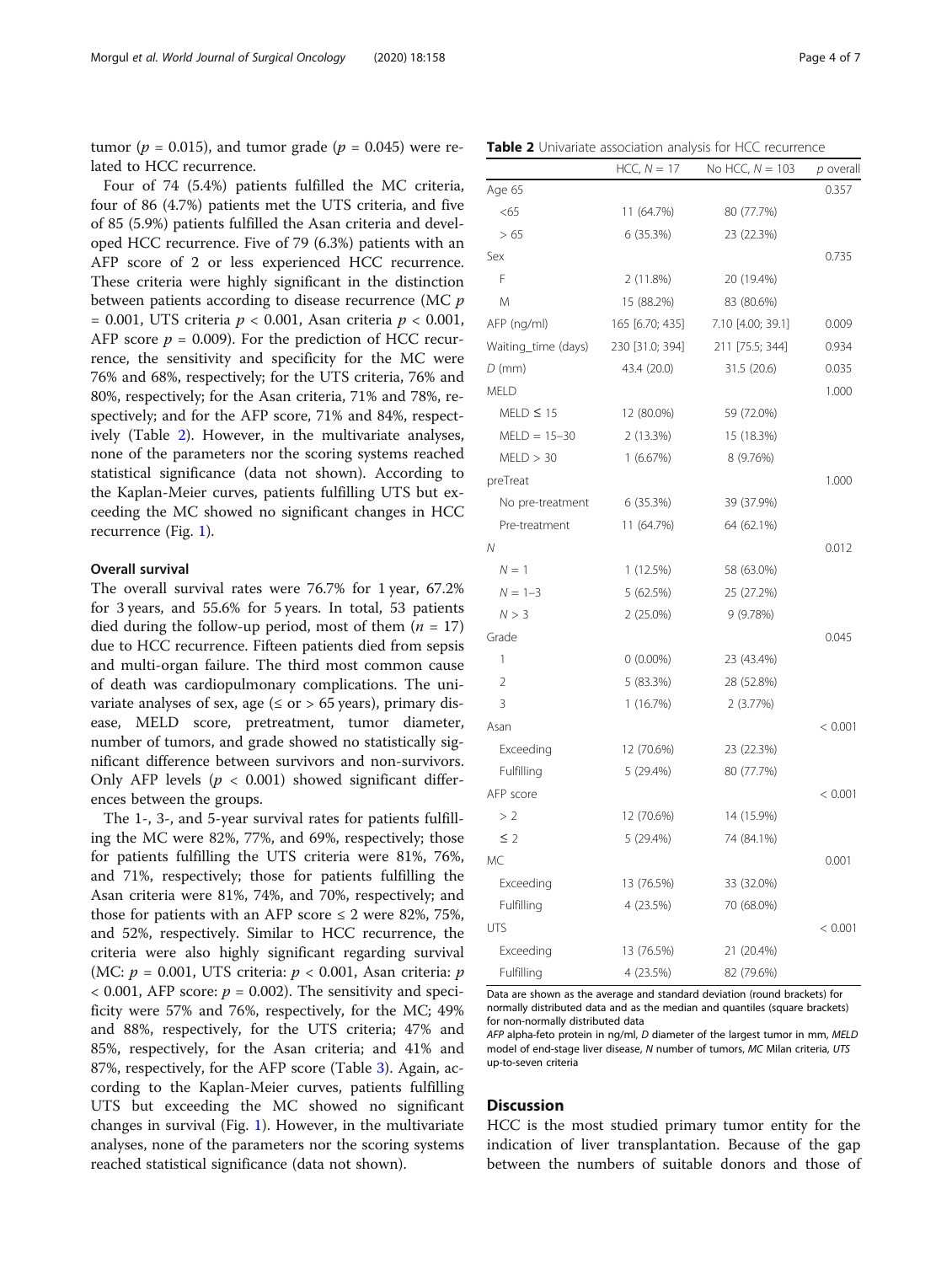tumor ($p = 0.015$), and tumor grade ($p = 0.045$) were related to HCC recurrence.

Four of 74 (5.4%) patients fulfilled the MC criteria, four of 86 (4.7%) patients met the UTS criteria, and five of 85 (5.9%) patients fulfilled the Asan criteria and developed HCC recurrence. Five of 79 (6.3%) patients with an AFP score of 2 or less experienced HCC recurrence. These criteria were highly significant in the distinction between patients according to disease recurrence (MC $p = 0.001$, UTS criteria $p < 0.001$, Asan criteria $p < 0.001$, AFP score $p = 0.009$). For the prediction of HCC recurrence, the sensitivity and specificity for the MC were 76% and 68%, respectively; for the UTS criteria, 76% and 80%, respectively; for the Asan criteria, 71% and 78%, respectively; and for the AFP score, 71% and 84%, respectively (Table 2). However, in the multivariate analyses, none of the parameters nor the scoring systems reached statistical significance (data not shown). According to the Kaplan-Meier curves, patients fulfilling UTS but exceeding the MC showed no significant changes in HCC recurrence (Fig. 1).

**Table 2** Univariate association analysis for HCC recurrence

| | HCC, $N = 17$ | No HCC, $N = 103$ | $p$ overall |
|---|---|---|---|
| Age 65 | | | 0.357 |
| <65 | 11 (64.7%) | 80 (77.7%) | |
| > 65 | 6 (35.3%) | 23 (22.3%) | |
| Sex | | | 0.735 |
| F | 2 (11.8%) | 20 (19.4%) | |
| M | 15 (88.2%) | 83 (80.6%) | |
| AFP (ng/ml) | 165 [6.70; 435] | 7.10 [4.00; 39.1] | 0.009 |
| Waiting_time (days) | 230 [31.0; 394] | 211 [75.5; 344] | 0.934 |
| $D$ (mm) | 43.4 (20.0) | 31.5 (20.6) | 0.035 |
| MELD | | | 1.000 |
| MELD ≤ 15 | 12 (80.0%) | 59 (72.0%) | |
| MELD = 15–30 | 2 (13.3%) | 15 (18.3%) | |
| MELD > 30 | 1 (6.67%) | 8 (9.76%) | |
| preTreat | | | 1.000 |
| No pre-treatment | 6 (35.3%) | 39 (37.9%) | |
| Pre-treatment | 11 (64.7%) | 64 (62.1%) | |
| $N$ | | | 0.012 |
| $N = 1$ | 1 (12.5%) | 58 (63.0%) | |
| $N = 1–3$ | 5 (62.5%) | 25 (27.2%) | |
| $N > 3$ | 2 (25.0%) | 9 (9.78%) | |
| Grade | | | 0.045 |
| 1 | 0 (0.00%) | 23 (43.4%) | |
| 2 | 5 (83.3%) | 28 (52.8%) | |
| 3 | 1 (16.7%) | 2 (3.77%) | |
| Asan | | | < 0.001 |
| Exceeding | 12 (70.6%) | 23 (22.3%) | |
| Fulfilling | 5 (29.4%) | 80 (77.7%) | |
| AFP score | | | < 0.001 |
| > 2 | 12 (70.6%) | 14 (15.9%) | |
| ≤ 2 | 5 (29.4%) | 74 (84.1%) | |
| MC | | | 0.001 |
| Exceeding | 13 (76.5%) | 33 (32.0%) | |
| Fulfilling | 4 (23.5%) | 70 (68.0%) | |
| UTS | | | < 0.001 |
| Exceeding | 13 (76.5%) | 21 (20.4%) | |
| Fulfilling | 4 (23.5%) | 82 (79.6%) | |

Data are shown as the average and standard deviation (round brackets) for normally distributed data and as the median and quantiles (square brackets) for non-normally distributed data

*AFP* alpha-feto protein in ng/ml, *D* diameter of the largest tumor in mm, *MELD* model of end-stage liver disease, *N* number of tumors, *MC* Milan criteria, *UTS* up-to-seven criteria

### Overall survival

The overall survival rates were 76.7% for 1 year, 67.2% for 3 years, and 55.6% for 5 years. In total, 53 patients died during the follow-up period, most of them ($n = 17$) due to HCC recurrence. Fifteen patients died from sepsis and multi-organ failure. The third most common cause of death was cardiopulmonary complications. The univariate analyses of sex, age (≤ or > 65 years), primary disease, MELD score, pretreatment, tumor diameter, number of tumors, and grade showed no statistically significant difference between survivors and non-survivors. Only AFP levels ($p < 0.001$) showed significant differences between the groups.

The 1-, 3-, and 5-year survival rates for patients fulfilling the MC were 82%, 77%, and 69%, respectively; those for patients fulfilling the UTS criteria were 81%, 76%, and 71%, respectively; those for patients fulfilling the Asan criteria were 81%, 74%, and 70%, respectively; and those for patients with an AFP score ≤ 2 were 82%, 75%, and 52%, respectively. Similar to HCC recurrence, the criteria were also highly significant regarding survival (MC: $p = 0.001$, UTS criteria: $p < 0.001$, Asan criteria: $p < 0.001$, AFP score: $p = 0.002$). The sensitivity and specificity were 57% and 76%, respectively, for the MC; 49% and 88%, respectively, for the UTS criteria; 47% and 85%, respectively, for the Asan criteria; and 41% and 87%, respectively, for the AFP score (Table 3). Again, according to the Kaplan-Meier curves, patients fulfilling UTS but exceeding the MC showed no significant changes in survival (Fig. 1). However, in the multivariate analyses, none of the parameters nor the scoring systems reached statistical significance (data not shown).

## Discussion

HCC is the most studied primary tumor entity for the indication of liver transplantation. Because of the gap between the numbers of suitable donors and those of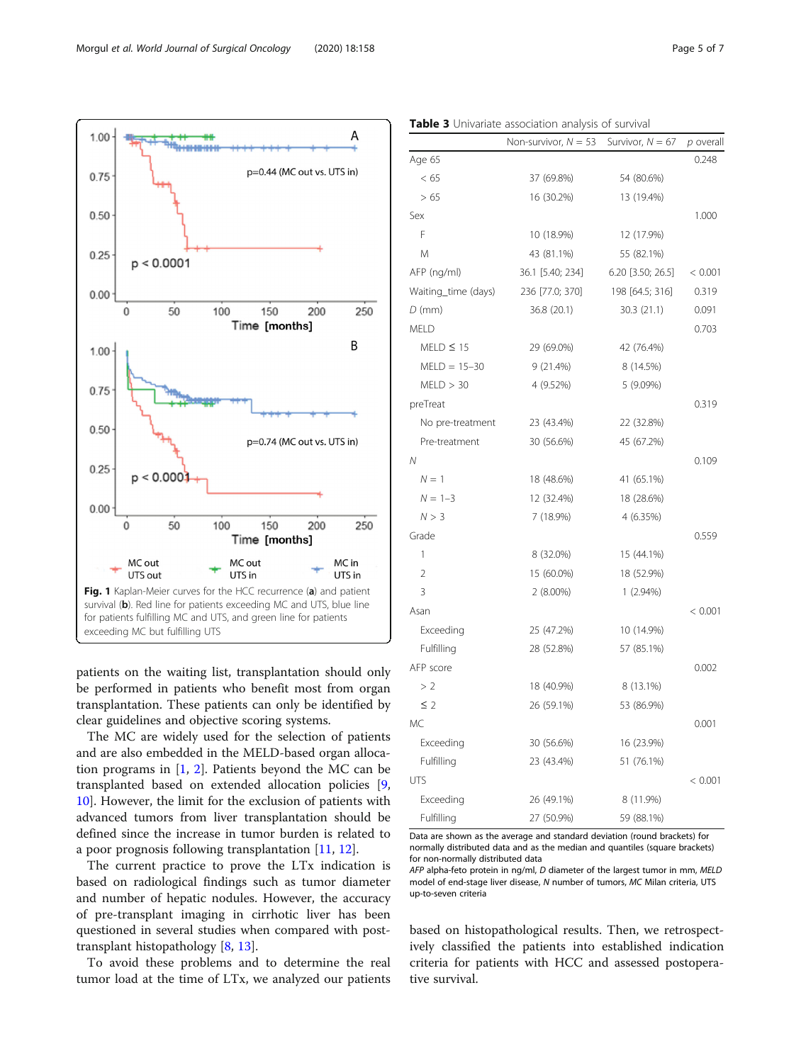Fig. 1 Kaplan-Meier curves for the HCC recurrence (**a**) and patient survival (**b**). Red line for patients exceeding MC and UTS, blue line for patients fulfilling MC and UTS, and green line for patients exceeding MC but fulfilling UTS

patients on the waiting list, transplantation should only be performed in patients who benefit most from organ transplantation. These patients can only be identified by clear guidelines and objective scoring systems.

The MC are widely used for the selection of patients and are also embedded in the MELD-based organ allocation programs in [1, 2]. Patients beyond the MC can be transplanted based on extended allocation policies [9, 10]. However, the limit for the exclusion of patients with advanced tumors from liver transplantation should be defined since the increase in tumor burden is related to a poor prognosis following transplantation [11, 12].

The current practice to prove the LTx indication is based on radiological findings such as tumor diameter and number of hepatic nodules. However, the accuracy of pre-transplant imaging in cirrhotic liver has been questioned in several studies when compared with post-transplant histopathology [8, 13].

To avoid these problems and to determine the real tumor load at the time of LTx, we analyzed our patients based on histopathological results. Then, we retrospectively classified the patients into established indication criteria for patients with HCC and assessed postoperative survival.

**Table 3** Univariate association analysis of survival

| | Non-survivor, *N* = 53 | Survivor, *N* = 67 | *p* overall |
|---|---|---|---|
| Age 65 | | | 0.248 |
| < 65 | 37 (69.8%) | 54 (80.6%) | |
| > 65 | 16 (30.2%) | 13 (19.4%) | |
| Sex | | | 1.000 |
| F | 10 (18.9%) | 12 (17.9%) | |
| M | 43 (81.1%) | 55 (82.1%) | |
| AFP (ng/ml) | 36.1 [5.40; 234] | 6.20 [3.50; 26.5] | < 0.001 |
| Waiting_time (days) | 236 [77.0; 370] | 198 [64.5; 316] | 0.319 |
| *D* (mm) | 36.8 (20.1) | 30.3 (21.1) | 0.091 |
| MELD | | | 0.703 |
| MELD ≤ 15 | 29 (69.0%) | 42 (76.4%) | |
| MELD = 15–30 | 9 (21.4%) | 8 (14.5%) | |
| MELD > 30 | 4 (9.52%) | 5 (9.09%) | |
| preTreat | | | 0.319 |
| No pre-treatment | 23 (43.4%) | 22 (32.8%) | |
| Pre-treatment | 30 (56.6%) | 45 (67.2%) | |
| *N* | | | 0.109 |
| *N* = 1 | 18 (48.6%) | 41 (65.1%) | |
| *N* = 1–3 | 12 (32.4%) | 18 (28.6%) | |
| *N* > 3 | 7 (18.9%) | 4 (6.35%) | |
| Grade | | | 0.559 |
| 1 | 8 (32.0%) | 15 (44.1%) | |
| 2 | 15 (60.0%) | 18 (52.9%) | |
| 3 | 2 (8.00%) | 1 (2.94%) | |
| Asan | | | < 0.001 |
| Exceeding | 25 (47.2%) | 10 (14.9%) | |
| Fulfilling | 28 (52.8%) | 57 (85.1%) | |
| AFP score | | | 0.002 |
| > 2 | 18 (40.9%) | 8 (13.1%) | |
| ≤ 2 | 26 (59.1%) | 53 (86.9%) | |
| MC | | | 0.001 |
| Exceeding | 30 (56.6%) | 16 (23.9%) | |
| Fulfilling | 23 (43.4%) | 51 (76.1%) | |
| UTS | | | < 0.001 |
| Exceeding | 26 (49.1%) | 8 (11.9%) | |
| Fulfilling | 27 (50.9%) | 59 (88.1%) | |

Data are shown as the average and standard deviation (round brackets) for normally distributed data and as the median and quantiles (square brackets) for non-normally distributed data

*AFP* alpha-feto protein in ng/ml, *D* diameter of the largest tumor in mm, *MELD* model of end-stage liver disease, *N* number of tumors, *MC* Milan criteria, UTS up-to-seven criteria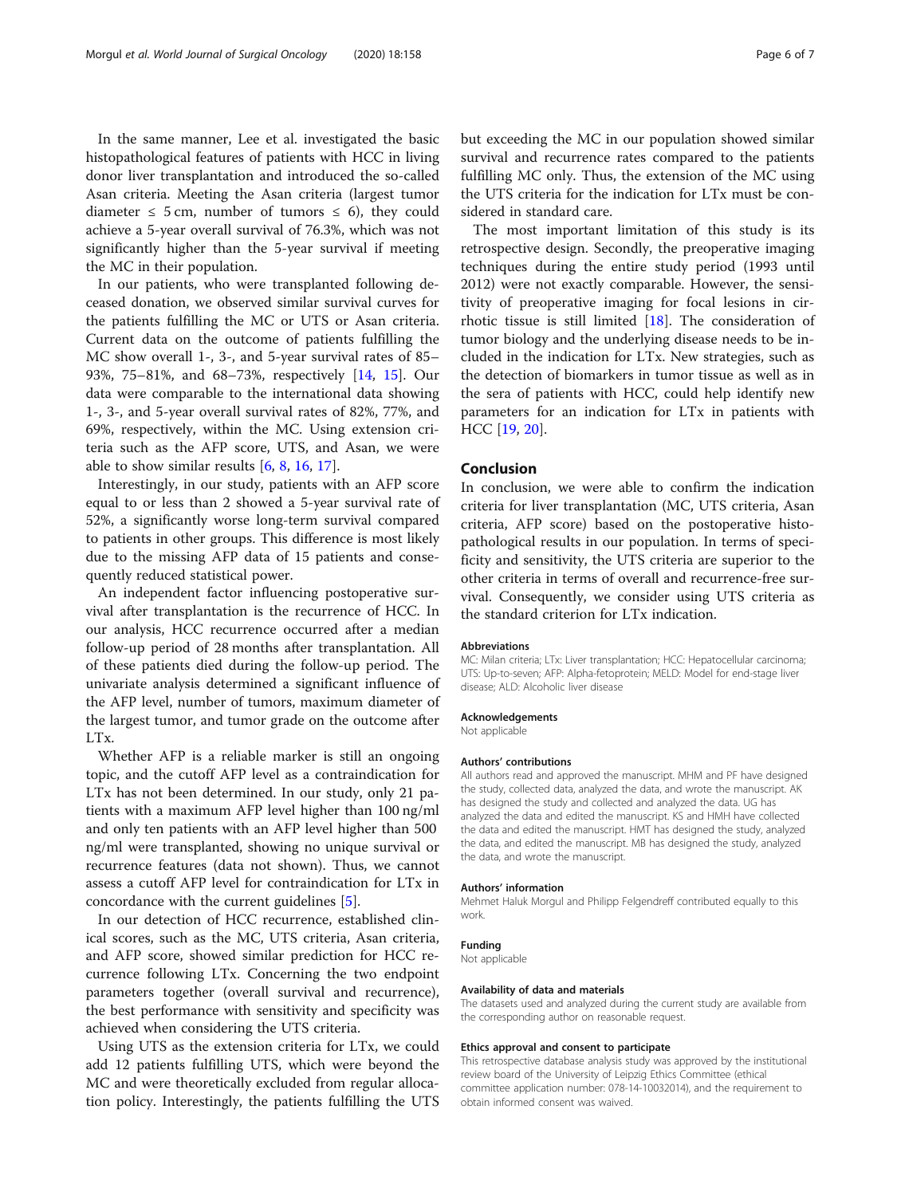In the same manner, Lee et al. investigated the basic histopathological features of patients with HCC in living donor liver transplantation and introduced the so-called Asan criteria. Meeting the Asan criteria (largest tumor diameter ≤ 5 cm, number of tumors ≤ 6), they could achieve a 5-year overall survival of 76.3%, which was not significantly higher than the 5-year survival if meeting the MC in their population.

In our patients, who were transplanted following deceased donation, we observed similar survival curves for the patients fulfilling the MC or UTS or Asan criteria. Current data on the outcome of patients fulfilling the MC show overall 1-, 3-, and 5-year survival rates of 85–93%, 75–81%, and 68–73%, respectively [14, 15]. Our data were comparable to the international data showing 1-, 3-, and 5-year overall survival rates of 82%, 77%, and 69%, respectively, within the MC. Using extension criteria such as the AFP score, UTS, and Asan, we were able to show similar results [6, 8, 16, 17].

Interestingly, in our study, patients with an AFP score equal to or less than 2 showed a 5-year survival rate of 52%, a significantly worse long-term survival compared to patients in other groups. This difference is most likely due to the missing AFP data of 15 patients and consequently reduced statistical power.

An independent factor influencing postoperative survival after transplantation is the recurrence of HCC. In our analysis, HCC recurrence occurred after a median follow-up period of 28 months after transplantation. All of these patients died during the follow-up period. The univariate analysis determined a significant influence of the AFP level, number of tumors, maximum diameter of the largest tumor, and tumor grade on the outcome after LTx.

Whether AFP is a reliable marker is still an ongoing topic, and the cutoff AFP level as a contraindication for LTx has not been determined. In our study, only 21 patients with a maximum AFP level higher than 100 ng/ml and only ten patients with an AFP level higher than 500 ng/ml were transplanted, showing no unique survival or recurrence features (data not shown). Thus, we cannot assess a cutoff AFP level for contraindication for LTx in concordance with the current guidelines [5].

In our detection of HCC recurrence, established clinical scores, such as the MC, UTS criteria, Asan criteria, and AFP score, showed similar prediction for HCC recurrence following LTx. Concerning the two endpoint parameters together (overall survival and recurrence), the best performance with sensitivity and specificity was achieved when considering the UTS criteria.

Using UTS as the extension criteria for LTx, we could add 12 patients fulfilling UTS, which were beyond the MC and were theoretically excluded from regular allocation policy. Interestingly, the patients fulfilling the UTS but exceeding the MC in our population showed similar survival and recurrence rates compared to the patients fulfilling MC only. Thus, the extension of the MC using the UTS criteria for the indication for LTx must be considered in standard care.

The most important limitation of this study is its retrospective design. Secondly, the preoperative imaging techniques during the entire study period (1993 until 2012) were not exactly comparable. However, the sensitivity of preoperative imaging for focal lesions in cirrhotic tissue is still limited [18]. The consideration of tumor biology and the underlying disease needs to be included in the indication for LTx. New strategies, such as the detection of biomarkers in tumor tissue as well as in the sera of patients with HCC, could help identify new parameters for an indication for LTx in patients with HCC [19, 20].

## Conclusion

In conclusion, we were able to confirm the indication criteria for liver transplantation (MC, UTS criteria, Asan criteria, AFP score) based on the postoperative histopathological results in our population. In terms of specificity and sensitivity, the UTS criteria are superior to the other criteria in terms of overall and recurrence-free survival. Consequently, we consider using UTS criteria as the standard criterion for LTx indication.

#### Abbreviations

MC: Milan criteria; LTx: Liver transplantation; HCC: Hepatocellular carcinoma; UTS: Up-to-seven; AFP: Alpha-fetoprotein; MELD: Model for end-stage liver disease; ALD: Alcoholic liver disease

#### Acknowledgements

Not applicable

#### Authors' contributions

All authors read and approved the manuscript. MHM and PF have designed the study, collected data, analyzed the data, and wrote the manuscript. AK has designed the study and collected and analyzed the data. UG has analyzed the data and edited the manuscript. KS and HMH have collected the data and edited the manuscript. HMT has designed the study, analyzed the data, and edited the manuscript. MB has designed the study, analyzed the data, and wrote the manuscript.

#### Authors' information

Mehmet Haluk Morgul and Philipp Felgendreff contributed equally to this work.

#### Funding

Not applicable

#### Availability of data and materials

The datasets used and analyzed during the current study are available from the corresponding author on reasonable request.

#### Ethics approval and consent to participate

This retrospective database analysis study was approved by the institutional review board of the University of Leipzig Ethics Committee (ethical committee application number: 078-14-10032014), and the requirement to obtain informed consent was waived.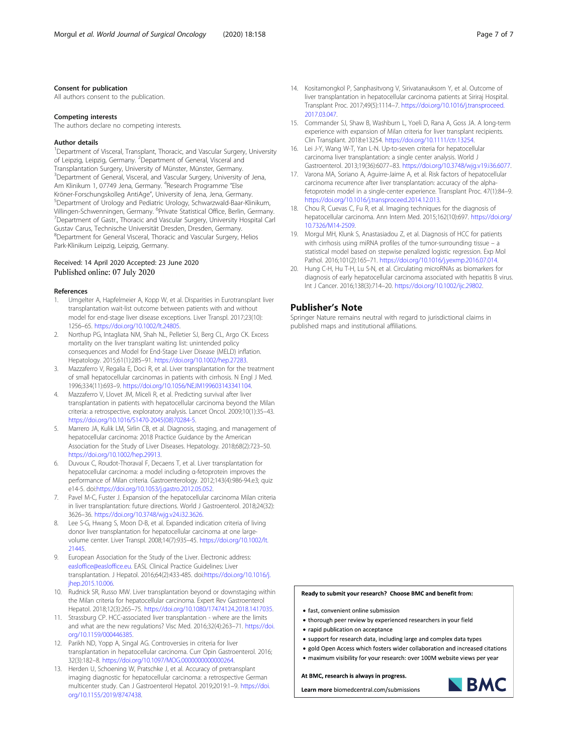#### Consent for publication

All authors consent to the publication.

#### Competing interests

The authors declare no competing interests.

#### Author details

[1]Department of Visceral, Transplant, Thoracic, and Vascular Surgery, University of Leipzig, Leipzig, Germany. [2]Department of General, Visceral and Transplantation Surgery, University of Münster, Münster, Germany. [3]Department of General, Visceral, and Vascular Surgery, University of Jena, Am Klinikum 1, 07749 Jena, Germany. [4]Research Programme "Else Kröner-Forschungskolleg AntiAge", University of Jena, Jena, Germany. [5]Department of Urology and Pediatric Urology, Schwarzwald-Baar-Klinikum, Villingen-Schwenningen, Germany. [6]Private Statistical Office, Berlin, Germany. [7]Department of Gastr., Thoracic and Vascular Surgery, University Hospital Carl Gustav Carus, Technische Universität Dresden, Dresden, Germany. [8]Department for General Visceral, Thoracic and Vascular Surgery, Helios Park-Klinikum Leipzig, Leipzig, Germany.

Received: 14 April 2020 Accepted: 23 June 2020
Published online: 07 July 2020

#### References

1. Umgelter A, Hapfelmeier A, Kopp W, et al. Disparities in Eurotransplant liver transplantation wait-list outcome between patients with and without model for end-stage liver disease exceptions. Liver Transpl. 2017;23(10): 1256–65. https://doi.org/10.1002/lt.24805.
2. Northup PG, Intagliata NM, Shah NL, Pelletier SJ, Berg CL, Argo CK. Excess mortality on the liver transplant waiting list: unintended policy consequences and Model for End-Stage Liver Disease (MELD) inflation. Hepatology. 2015;61(1):285–91. https://doi.org/10.1002/hep.27283.
3. Mazzaferro V, Regalia E, Doci R, et al. Liver transplantation for the treatment of small hepatocellular carcinomas in patients with cirrhosis. N Engl J Med. 1996;334(11):693–9. https://doi.org/10.1056/NEJM199603143341104.
4. Mazzaferro V, Llovet JM, Miceli R, et al. Predicting survival after liver transplantation in patients with hepatocellular carcinoma beyond the Milan criteria: a retrospective, exploratory analysis. Lancet Oncol. 2009;10(1):35–43. https://doi.org/10.1016/S1470-2045(08)70284-5.
5. Marrero JA, Kulik LM, Sirlin CB, et al. Diagnosis, staging, and management of hepatocellular carcinoma: 2018 Practice Guidance by the American Association for the Study of Liver Diseases. Hepatology. 2018;68(2):723–50. https://doi.org/10.1002/hep.29913.
6. Duvoux C, Roudot-Thoraval F, Decaens T, et al. Liver transplantation for hepatocellular carcinoma: a model including α-fetoprotein improves the performance of Milan criteria. Gastroenterology. 2012;143(4):986-94.e3; quiz e14-5. doi:https://doi.org/10.1053/j.gastro.2012.05.052.
7. Pavel M-C, Fuster J. Expansion of the hepatocellular carcinoma Milan criteria in liver transplantation: future directions. World J Gastroenterol. 2018;24(32): 3626–36. https://doi.org/10.3748/wjg.v24.i32.3626.
8. Lee S-G, Hwang S, Moon D-B, et al. Expanded indication criteria of living donor liver transplantation for hepatocellular carcinoma at one large-volume center. Liver Transpl. 2008;14(7):935–45. https://doi.org/10.1002/lt.21445.
9. European Association for the Study of the Liver. Electronic address: easloffice@easloffice.eu. EASL Clinical Practice Guidelines: Liver transplantation. J Hepatol. 2016;64(2):433-485. doi:https://doi.org/10.1016/j.jhep.2015.10.006.
10. Rudnick SR, Russo MW. Liver transplantation beyond or downstaging within the Milan criteria for hepatocellular carcinoma. Expert Rev Gastroenterol Hepatol. 2018;12(3):265–75. https://doi.org/10.1080/17474124.2018.1417035.
11. Strassburg CP. HCC-associated liver transplantation - where are the limits and what are the new regulations? Visc Med. 2016;32(4):263–71. https://doi.org/10.1159/000446385.
12. Parikh ND, Yopp A, Singal AG. Controversies in criteria for liver transplantation in hepatocellular carcinoma. Curr Opin Gastroenterol. 2016; 32(3):182–8. https://doi.org/10.1097/MOG.0000000000000264.
13. Herden U, Schoening W, Pratschke J, et al. Accuracy of pretransplant imaging diagnostic for hepatocellular carcinoma: a retrospective German multicenter study. Can J Gastroenterol Hepatol. 2019;2019:1–9. https://doi.org/10.1155/2019/8747438.
14. Kositamongkol P, Sanphasitvong V, Sirivatanauksorn Y, et al. Outcome of liver transplantation in hepatocellular carcinoma patients at Siriraj Hospital. Transplant Proc. 2017;49(5):1114–7. https://doi.org/10.1016/j.transproceed.2017.03.047.
15. Commander SJ, Shaw B, Washburn L, Yoeli D, Rana A, Goss JA. A long-term experience with expansion of Milan criteria for liver transplant recipients. Clin Transplant. 2018:e13254. https://doi.org/10.1111/ctr.13254.
16. Lei J-Y, Wang W-T, Yan L-N. Up-to-seven criteria for hepatocellular carcinoma liver transplantation: a single center analysis. World J Gastroenterol. 2013;19(36):6077–83. https://doi.org/10.3748/wjg.v19.i36.6077.
17. Varona MA, Soriano A, Aguirre-Jaime A, et al. Risk factors of hepatocellular carcinoma recurrence after liver transplantation: accuracy of the alpha-fetoprotein model in a single-center experience. Transplant Proc. 47(1):84–9. https://doi.org/10.1016/j.transproceed.2014.12.013.
18. Chou R, Cuevas C, Fu R, et al. Imaging techniques for the diagnosis of hepatocellular carcinoma. Ann Intern Med. 2015;162(10):697. https://doi.org/10.7326/M14-2509.
19. Morgul MH, Klunk S, Anastasiadou Z, et al. Diagnosis of HCC for patients with cirrhosis using miRNA profiles of the tumor-surrounding tissue – a statistical model based on stepwise penalized logistic regression. Exp Mol Pathol. 2016;101(2):165–71. https://doi.org/10.1016/j.yexmp.2016.07.014.
20. Hung C-H, Hu T-H, Lu S-N, et al. Circulating microRNAs as biomarkers for diagnosis of early hepatocellular carcinoma associated with hepatitis B virus. Int J Cancer. 2016;138(3):714–20. https://doi.org/10.1002/ijc.29802.

## Publisher's Note

Springer Nature remains neutral with regard to jurisdictional claims in published maps and institutional affiliations.

**Ready to submit your research? Choose BMC and benefit from:**

- fast, convenient online submission
- thorough peer review by experienced researchers in your field
- rapid publication on acceptance
- support for research data, including large and complex data types
- gold Open Access which fosters wider collaboration and increased citations
- maximum visibility for your research: over 100M website views per year

**At BMC, research is always in progress.**

**Learn more** biomedcentral.com/submissions

BMC